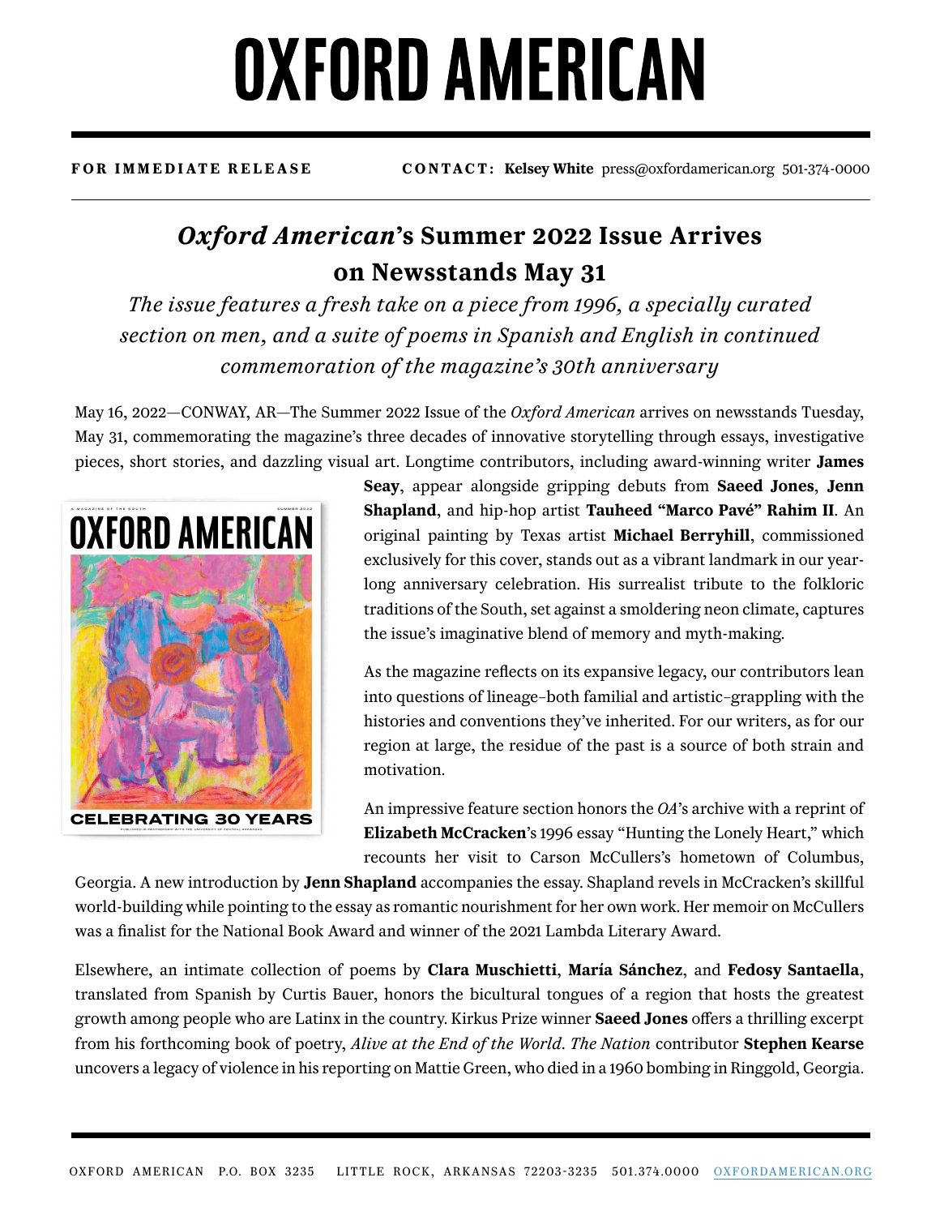# OXFORD AMERICAN

**FOR IMMEDIATE RELEASE** **CONTACT: Kelsey White** press@oxfordamerican.org 501-374-0000

## *Oxford American*'s Summer 2022 Issue Arrives on Newsstands May 31

*The issue features a fresh take on a piece from 1996, a specially curated section on men, and a suite of poems in Spanish and English in continued commemoration of the magazine's 30th anniversary*

May 16, 2022—CONWAY, AR—The Summer 2022 Issue of the *Oxford American* arrives on newsstands Tuesday, May 31, commemorating the magazine's three decades of innovative storytelling through essays, investigative pieces, short stories, and dazzling visual art. Longtime contributors, including award-winning writer **James Seay**, appear alongside gripping debuts from **Saeed Jones**, **Jenn Shapland**, and hip-hop artist **Tauheed "Marco Pavé" Rahim II**. An original painting by Texas artist **Michael Berryhill**, commissioned exclusively for this cover, stands out as a vibrant landmark in our year-long anniversary celebration. His surrealist tribute to the folkloric traditions of the South, set against a smoldering neon climate, captures the issue's imaginative blend of memory and myth-making.

As the magazine reflects on its expansive legacy, our contributors lean into questions of lineage–both familial and artistic–grappling with the histories and conventions they've inherited. For our writers, as for our region at large, the residue of the past is a source of both strain and motivation.

An impressive feature section honors the *OA*'s archive with a reprint of **Elizabeth McCracken**'s 1996 essay "Hunting the Lonely Heart," which recounts her visit to Carson McCullers's hometown of Columbus, Georgia. A new introduction by **Jenn Shapland** accompanies the essay. Shapland revels in McCracken's skillful world-building while pointing to the essay as romantic nourishment for her own work. Her memoir on McCullers was a finalist for the National Book Award and winner of the 2021 Lambda Literary Award.

Elsewhere, an intimate collection of poems by **Clara Muschietti**, **María Sánchez**, and **Fedosy Santaella**, translated from Spanish by Curtis Bauer, honors the bicultural tongues of a region that hosts the greatest growth among people who are Latinx in the country. Kirkus Prize winner **Saeed Jones** offers a thrilling excerpt from his forthcoming book of poetry, *Alive at the End of the World*. *The Nation* contributor **Stephen Kearse** uncovers a legacy of violence in his reporting on Mattie Green, who died in a 1960 bombing in Ringgold, Georgia.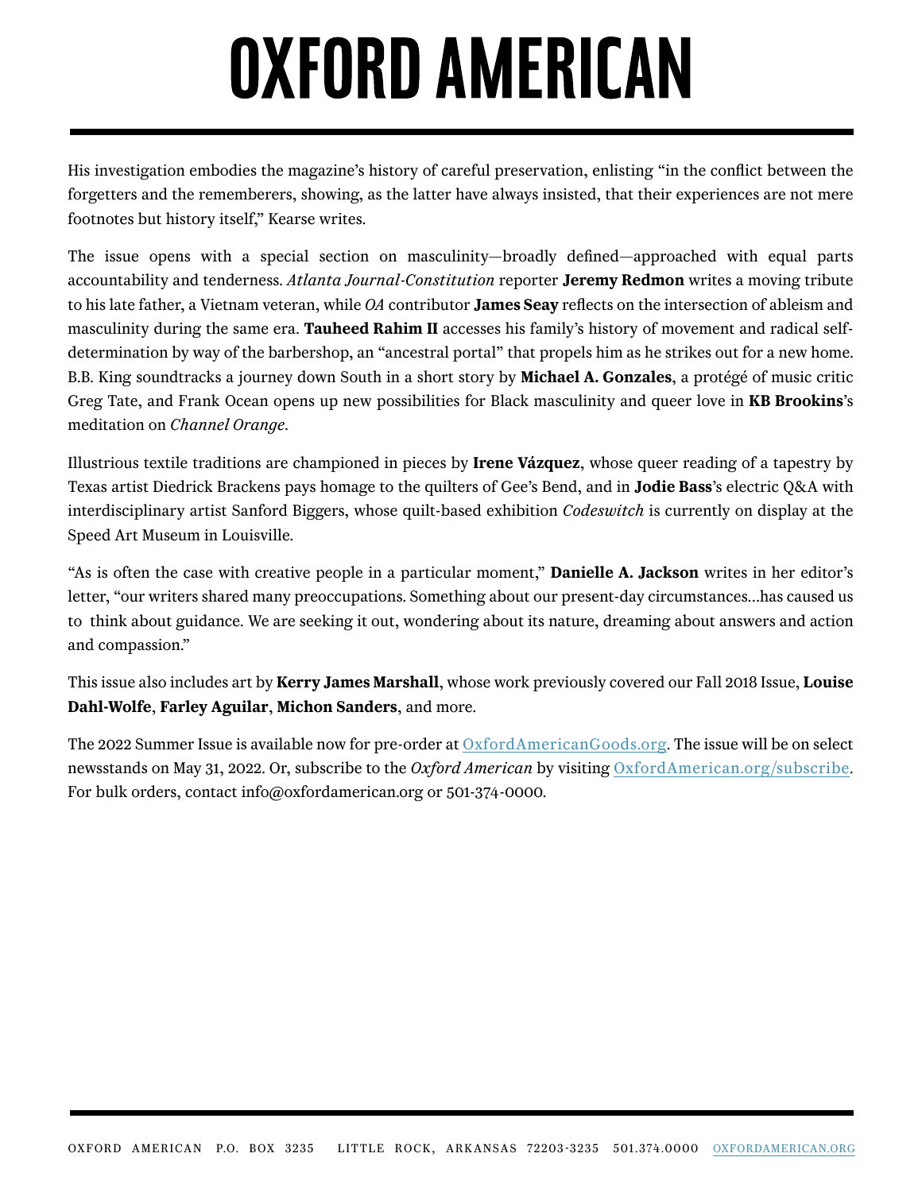His investigation embodies the magazine's history of careful preservation, enlisting "in the conflict between the forgetters and the rememberers, showing, as the latter have always insisted, that their experiences are not mere footnotes but history itself," Kearse writes.

The issue opens with a special section on masculinity—broadly defined—approached with equal parts accountability and tenderness. *Atlanta Journal-Constitution* reporter **Jeremy Redmon** writes a moving tribute to his late father, a Vietnam veteran, while *OA* contributor **James Seay** reflects on the intersection of ableism and masculinity during the same era. **Tauheed Rahim II** accesses his family's history of movement and radical self-determination by way of the barbershop, an "ancestral portal" that propels him as he strikes out for a new home. B.B. King soundtracks a journey down South in a short story by **Michael A. Gonzales**, a protégé of music critic Greg Tate, and Frank Ocean opens up new possibilities for Black masculinity and queer love in **KB Brookins**'s meditation on *Channel Orange*.

Illustrious textile traditions are championed in pieces by **Irene Vázquez**, whose queer reading of a tapestry by Texas artist Diedrick Brackens pays homage to the quilters of Gee's Bend, and in **Jodie Bass**'s electric Q&A with interdisciplinary artist Sanford Biggers, whose quilt-based exhibition *Codeswitch* is currently on display at the Speed Art Museum in Louisville.

"As is often the case with creative people in a particular moment," **Danielle A. Jackson** writes in her editor's letter, "our writers shared many preoccupations. Something about our present-day circumstances…has caused us to think about guidance. We are seeking it out, wondering about its nature, dreaming about answers and action and compassion."

This issue also includes art by **Kerry James Marshall**, whose work previously covered our Fall 2018 Issue, **Louise Dahl-Wolfe**, **Farley Aguilar**, **Michon Sanders**, and more.

The 2022 Summer Issue is available now for pre-order at OxfordAmericanGoods.org. The issue will be on select newsstands on May 31, 2022. Or, subscribe to the *Oxford American* by visiting OxfordAmerican.org/subscribe. For bulk orders, contact info@oxfordamerican.org or 501-374-0000.